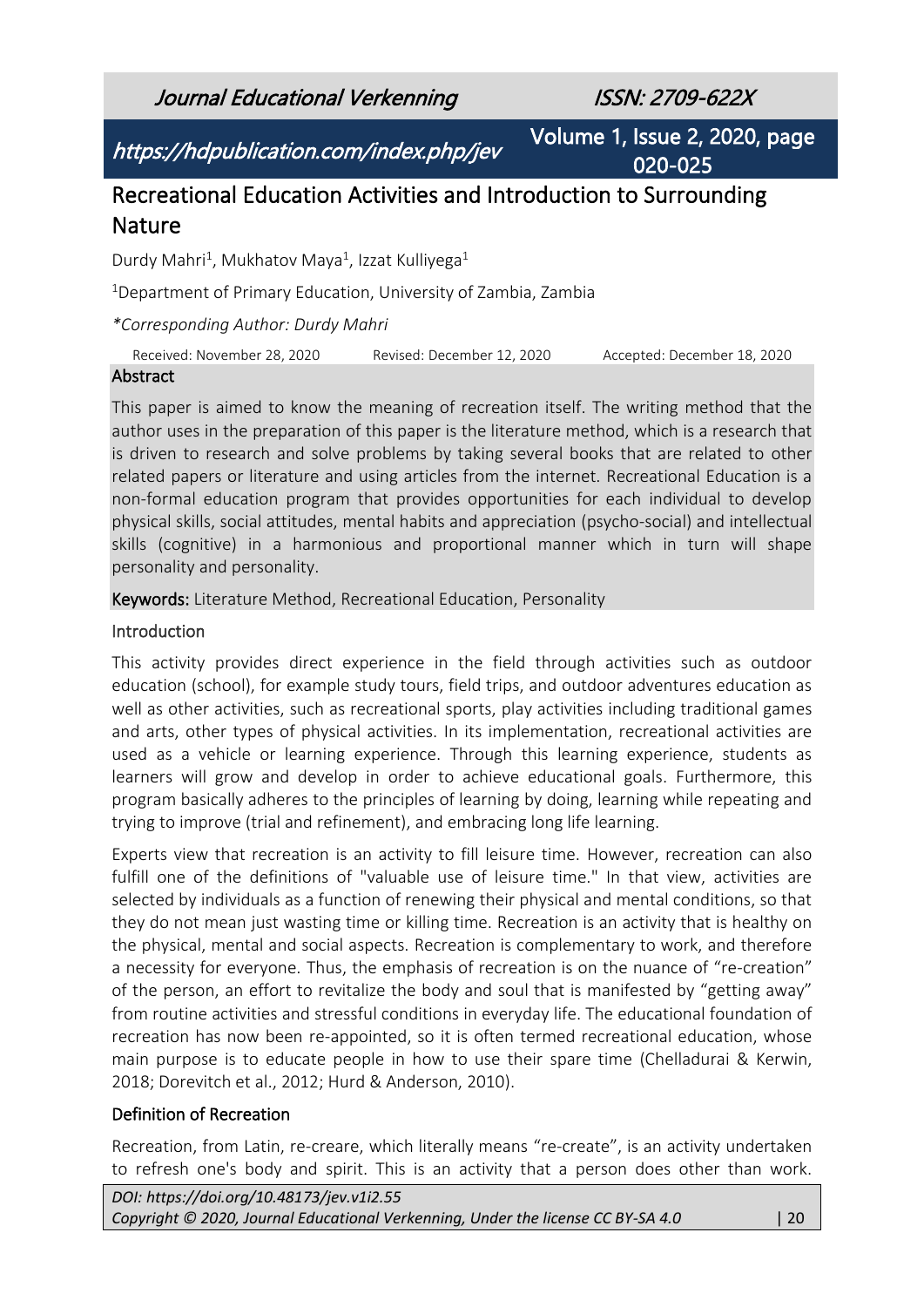# Recreational Education Activities and Introduction to Surrounding Nature

Durdy Mahri[1], Mukhatov Maya[1], Izzat Kulliyega[1]

[1]Department of Primary Education, University of Zambia, Zambia

*\*Corresponding Author: Durdy Mahri*

Received: November 28, 2020 Revised: December 12, 2020 Accepted: December 18, 2020

## Abstract

This paper is aimed to know the meaning of recreation itself. The writing method that the author uses in the preparation of this paper is the literature method, which is a research that is driven to research and solve problems by taking several books that are related to other related papers or literature and using articles from the internet. Recreational Education is a non-formal education program that provides opportunities for each individual to develop physical skills, social attitudes, mental habits and appreciation (psycho-social) and intellectual skills (cognitive) in a harmonious and proportional manner which in turn will shape personality and personality.

**Keywords:** Literature Method, Recreational Education, Personality

## Introduction

This activity provides direct experience in the field through activities such as outdoor education (school), for example study tours, field trips, and outdoor adventures education as well as other activities, such as recreational sports, play activities including traditional games and arts, other types of physical activities. In its implementation, recreational activities are used as a vehicle or learning experience. Through this learning experience, students as learners will grow and develop in order to achieve educational goals. Furthermore, this program basically adheres to the principles of learning by doing, learning while repeating and trying to improve (trial and refinement), and embracing long life learning.

Experts view that recreation is an activity to fill leisure time. However, recreation can also fulfill one of the definitions of "valuable use of leisure time." In that view, activities are selected by individuals as a function of renewing their physical and mental conditions, so that they do not mean just wasting time or killing time. Recreation is an activity that is healthy on the physical, mental and social aspects. Recreation is complementary to work, and therefore a necessity for everyone. Thus, the emphasis of recreation is on the nuance of "re-creation" of the person, an effort to revitalize the body and soul that is manifested by "getting away" from routine activities and stressful conditions in everyday life. The educational foundation of recreation has now been re-appointed, so it is often termed recreational education, whose main purpose is to educate people in how to use their spare time (Chelladurai & Kerwin, 2018; Dorevitch et al., 2012; Hurd & Anderson, 2010).

## Definition of Recreation

Recreation, from Latin, re-creare, which literally means "re-create", is an activity undertaken to refresh one's body and spirit. This is an activity that a person does other than work.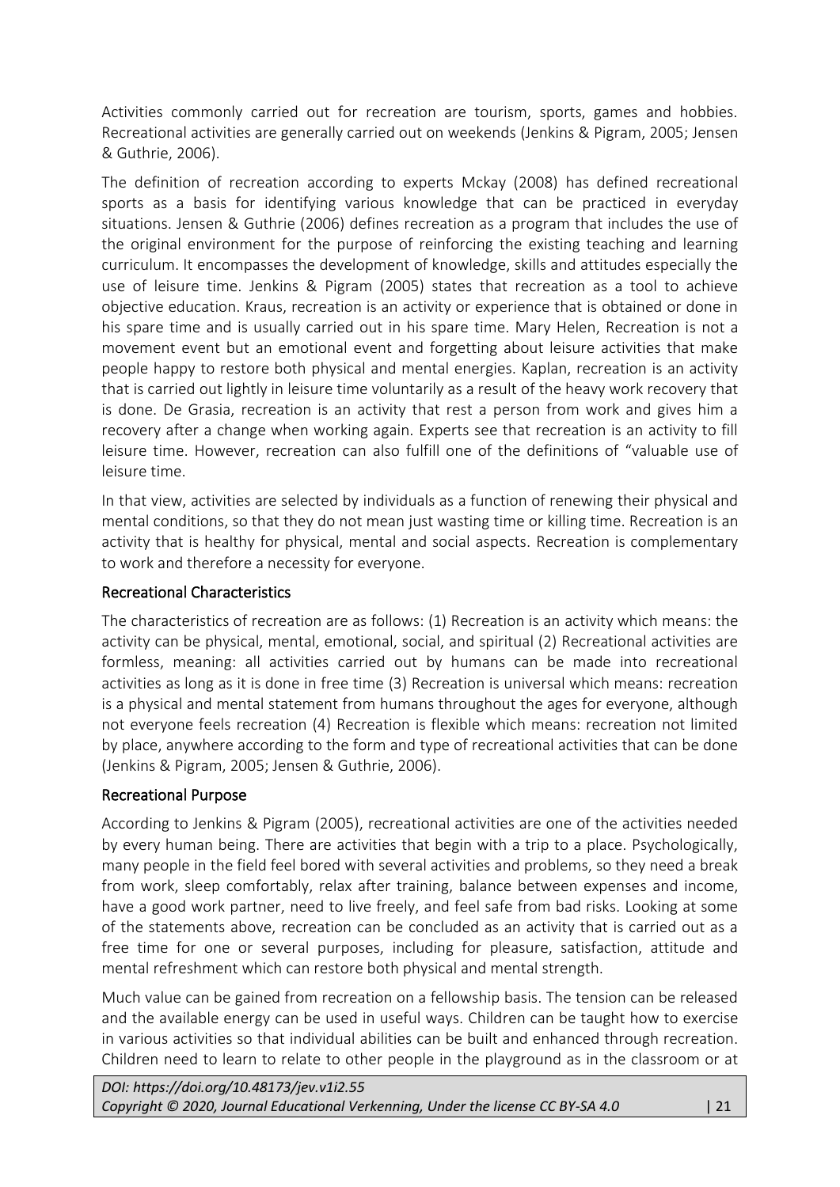Activities commonly carried out for recreation are tourism, sports, games and hobbies. Recreational activities are generally carried out on weekends (Jenkins & Pigram, 2005; Jensen & Guthrie, 2006).

The definition of recreation according to experts Mckay (2008) has defined recreational sports as a basis for identifying various knowledge that can be practiced in everyday situations. Jensen & Guthrie (2006) defines recreation as a program that includes the use of the original environment for the purpose of reinforcing the existing teaching and learning curriculum. It encompasses the development of knowledge, skills and attitudes especially the use of leisure time. Jenkins & Pigram (2005) states that recreation as a tool to achieve objective education. Kraus, recreation is an activity or experience that is obtained or done in his spare time and is usually carried out in his spare time. Mary Helen, Recreation is not a movement event but an emotional event and forgetting about leisure activities that make people happy to restore both physical and mental energies. Kaplan, recreation is an activity that is carried out lightly in leisure time voluntarily as a result of the heavy work recovery that is done. De Grasia, recreation is an activity that rest a person from work and gives him a recovery after a change when working again. Experts see that recreation is an activity to fill leisure time. However, recreation can also fulfill one of the definitions of "valuable use of leisure time.

In that view, activities are selected by individuals as a function of renewing their physical and mental conditions, so that they do not mean just wasting time or killing time. Recreation is an activity that is healthy for physical, mental and social aspects. Recreation is complementary to work and therefore a necessity for everyone.

## Recreational Characteristics

The characteristics of recreation are as follows: (1) Recreation is an activity which means: the activity can be physical, mental, emotional, social, and spiritual (2) Recreational activities are formless, meaning: all activities carried out by humans can be made into recreational activities as long as it is done in free time (3) Recreation is universal which means: recreation is a physical and mental statement from humans throughout the ages for everyone, although not everyone feels recreation (4) Recreation is flexible which means: recreation not limited by place, anywhere according to the form and type of recreational activities that can be done (Jenkins & Pigram, 2005; Jensen & Guthrie, 2006).

## Recreational Purpose

According to Jenkins & Pigram (2005), recreational activities are one of the activities needed by every human being. There are activities that begin with a trip to a place. Psychologically, many people in the field feel bored with several activities and problems, so they need a break from work, sleep comfortably, relax after training, balance between expenses and income, have a good work partner, need to live freely, and feel safe from bad risks. Looking at some of the statements above, recreation can be concluded as an activity that is carried out as a free time for one or several purposes, including for pleasure, satisfaction, attitude and mental refreshment which can restore both physical and mental strength.

Much value can be gained from recreation on a fellowship basis. The tension can be released and the available energy can be used in useful ways. Children can be taught how to exercise in various activities so that individual abilities can be built and enhanced through recreation. Children need to learn to relate to other people in the playground as in the classroom or at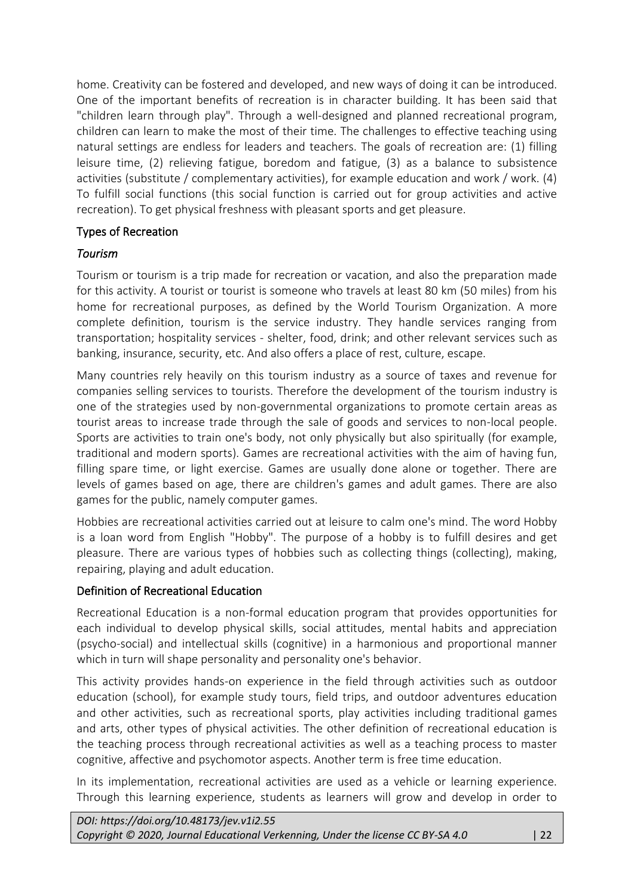home. Creativity can be fostered and developed, and new ways of doing it can be introduced. One of the important benefits of recreation is in character building. It has been said that "children learn through play". Through a well-designed and planned recreational program, children can learn to make the most of their time. The challenges to effective teaching using natural settings are endless for leaders and teachers. The goals of recreation are: (1) filling leisure time, (2) relieving fatigue, boredom and fatigue, (3) as a balance to subsistence activities (substitute / complementary activities), for example education and work / work. (4) To fulfill social functions (this social function is carried out for group activities and active recreation). To get physical freshness with pleasant sports and get pleasure.

## Types of Recreation

### *Tourism*

Tourism or tourism is a trip made for recreation or vacation, and also the preparation made for this activity. A tourist or tourist is someone who travels at least 80 km (50 miles) from his home for recreational purposes, as defined by the World Tourism Organization. A more complete definition, tourism is the service industry. They handle services ranging from transportation; hospitality services - shelter, food, drink; and other relevant services such as banking, insurance, security, etc. And also offers a place of rest, culture, escape.

Many countries rely heavily on this tourism industry as a source of taxes and revenue for companies selling services to tourists. Therefore the development of the tourism industry is one of the strategies used by non-governmental organizations to promote certain areas as tourist areas to increase trade through the sale of goods and services to non-local people. Sports are activities to train one's body, not only physically but also spiritually (for example, traditional and modern sports). Games are recreational activities with the aim of having fun, filling spare time, or light exercise. Games are usually done alone or together. There are levels of games based on age, there are children's games and adult games. There are also games for the public, namely computer games.

Hobbies are recreational activities carried out at leisure to calm one's mind. The word Hobby is a loan word from English "Hobby". The purpose of a hobby is to fulfill desires and get pleasure. There are various types of hobbies such as collecting things (collecting), making, repairing, playing and adult education.

## Definition of Recreational Education

Recreational Education is a non-formal education program that provides opportunities for each individual to develop physical skills, social attitudes, mental habits and appreciation (psycho-social) and intellectual skills (cognitive) in a harmonious and proportional manner which in turn will shape personality and personality one's behavior.

This activity provides hands-on experience in the field through activities such as outdoor education (school), for example study tours, field trips, and outdoor adventures education and other activities, such as recreational sports, play activities including traditional games and arts, other types of physical activities. The other definition of recreational education is the teaching process through recreational activities as well as a teaching process to master cognitive, affective and psychomotor aspects. Another term is free time education.

In its implementation, recreational activities are used as a vehicle or learning experience. Through this learning experience, students as learners will grow and develop in order to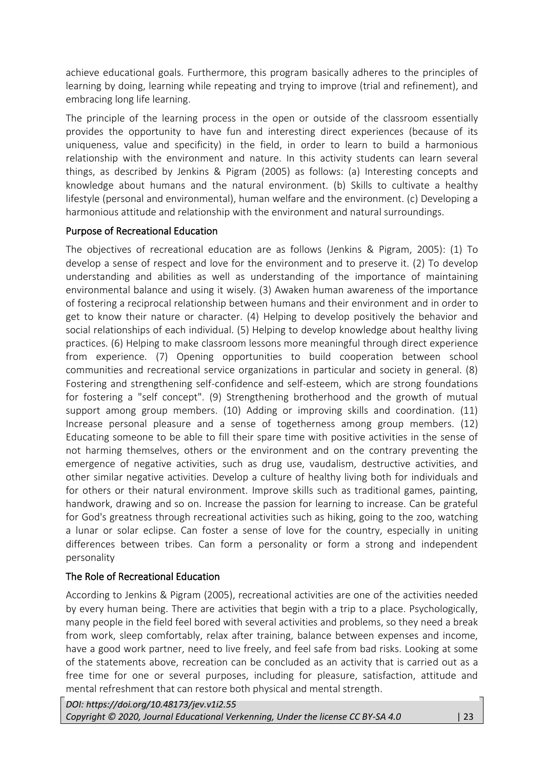achieve educational goals. Furthermore, this program basically adheres to the principles of learning by doing, learning while repeating and trying to improve (trial and refinement), and embracing long life learning.

The principle of the learning process in the open or outside of the classroom essentially provides the opportunity to have fun and interesting direct experiences (because of its uniqueness, value and specificity) in the field, in order to learn to build a harmonious relationship with the environment and nature. In this activity students can learn several things, as described by Jenkins & Pigram (2005) as follows: (a) Interesting concepts and knowledge about humans and the natural environment. (b) Skills to cultivate a healthy lifestyle (personal and environmental), human welfare and the environment. (c) Developing a harmonious attitude and relationship with the environment and natural surroundings.

## Purpose of Recreational Education

The objectives of recreational education are as follows (Jenkins & Pigram, 2005): (1) To develop a sense of respect and love for the environment and to preserve it. (2) To develop understanding and abilities as well as understanding of the importance of maintaining environmental balance and using it wisely. (3) Awaken human awareness of the importance of fostering a reciprocal relationship between humans and their environment and in order to get to know their nature or character. (4) Helping to develop positively the behavior and social relationships of each individual. (5) Helping to develop knowledge about healthy living practices. (6) Helping to make classroom lessons more meaningful through direct experience from experience. (7) Opening opportunities to build cooperation between school communities and recreational service organizations in particular and society in general. (8) Fostering and strengthening self-confidence and self-esteem, which are strong foundations for fostering a "self concept". (9) Strengthening brotherhood and the growth of mutual support among group members. (10) Adding or improving skills and coordination. (11) Increase personal pleasure and a sense of togetherness among group members. (12) Educating someone to be able to fill their spare time with positive activities in the sense of not harming themselves, others or the environment and on the contrary preventing the emergence of negative activities, such as drug use, vaudalism, destructive activities, and other similar negative activities. Develop a culture of healthy living both for individuals and for others or their natural environment. Improve skills such as traditional games, painting, handwork, drawing and so on. Increase the passion for learning to increase. Can be grateful for God's greatness through recreational activities such as hiking, going to the zoo, watching a lunar or solar eclipse. Can foster a sense of love for the country, especially in uniting differences between tribes. Can form a personality or form a strong and independent personality

## The Role of Recreational Education

According to Jenkins & Pigram (2005), recreational activities are one of the activities needed by every human being. There are activities that begin with a trip to a place. Psychologically, many people in the field feel bored with several activities and problems, so they need a break from work, sleep comfortably, relax after training, balance between expenses and income, have a good work partner, need to live freely, and feel safe from bad risks. Looking at some of the statements above, recreation can be concluded as an activity that is carried out as a free time for one or several purposes, including for pleasure, satisfaction, attitude and mental refreshment that can restore both physical and mental strength.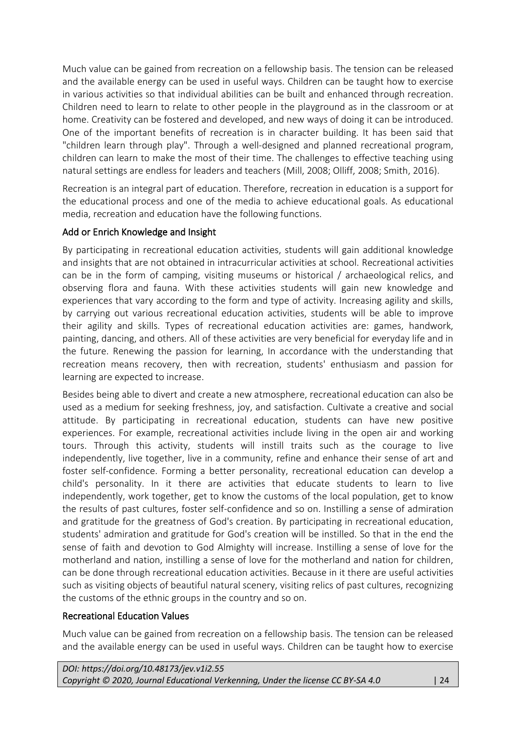Much value can be gained from recreation on a fellowship basis. The tension can be released and the available energy can be used in useful ways. Children can be taught how to exercise in various activities so that individual abilities can be built and enhanced through recreation. Children need to learn to relate to other people in the playground as in the classroom or at home. Creativity can be fostered and developed, and new ways of doing it can be introduced. One of the important benefits of recreation is in character building. It has been said that "children learn through play". Through a well-designed and planned recreational program, children can learn to make the most of their time. The challenges to effective teaching using natural settings are endless for leaders and teachers (Mill, 2008; Olliff, 2008; Smith, 2016).

Recreation is an integral part of education. Therefore, recreation in education is a support for the educational process and one of the media to achieve educational goals. As educational media, recreation and education have the following functions.

### Add or Enrich Knowledge and Insight

By participating in recreational education activities, students will gain additional knowledge and insights that are not obtained in intracurricular activities at school. Recreational activities can be in the form of camping, visiting museums or historical / archaeological relics, and observing flora and fauna. With these activities students will gain new knowledge and experiences that vary according to the form and type of activity. Increasing agility and skills, by carrying out various recreational education activities, students will be able to improve their agility and skills. Types of recreational education activities are: games, handwork, painting, dancing, and others. All of these activities are very beneficial for everyday life and in the future. Renewing the passion for learning, In accordance with the understanding that recreation means recovery, then with recreation, students' enthusiasm and passion for learning are expected to increase.

Besides being able to divert and create a new atmosphere, recreational education can also be used as a medium for seeking freshness, joy, and satisfaction. Cultivate a creative and social attitude. By participating in recreational education, students can have new positive experiences. For example, recreational activities include living in the open air and working tours. Through this activity, students will instill traits such as the courage to live independently, live together, live in a community, refine and enhance their sense of art and foster self-confidence. Forming a better personality, recreational education can develop a child's personality. In it there are activities that educate students to learn to live independently, work together, get to know the customs of the local population, get to know the results of past cultures, foster self-confidence and so on. Instilling a sense of admiration and gratitude for the greatness of God's creation. By participating in recreational education, students' admiration and gratitude for God's creation will be instilled. So that in the end the sense of faith and devotion to God Almighty will increase. Instilling a sense of love for the motherland and nation, instilling a sense of love for the motherland and nation for children, can be done through recreational education activities. Because in it there are useful activities such as visiting objects of beautiful natural scenery, visiting relics of past cultures, recognizing the customs of the ethnic groups in the country and so on.

### Recreational Education Values

Much value can be gained from recreation on a fellowship basis. The tension can be released and the available energy can be used in useful ways. Children can be taught how to exercise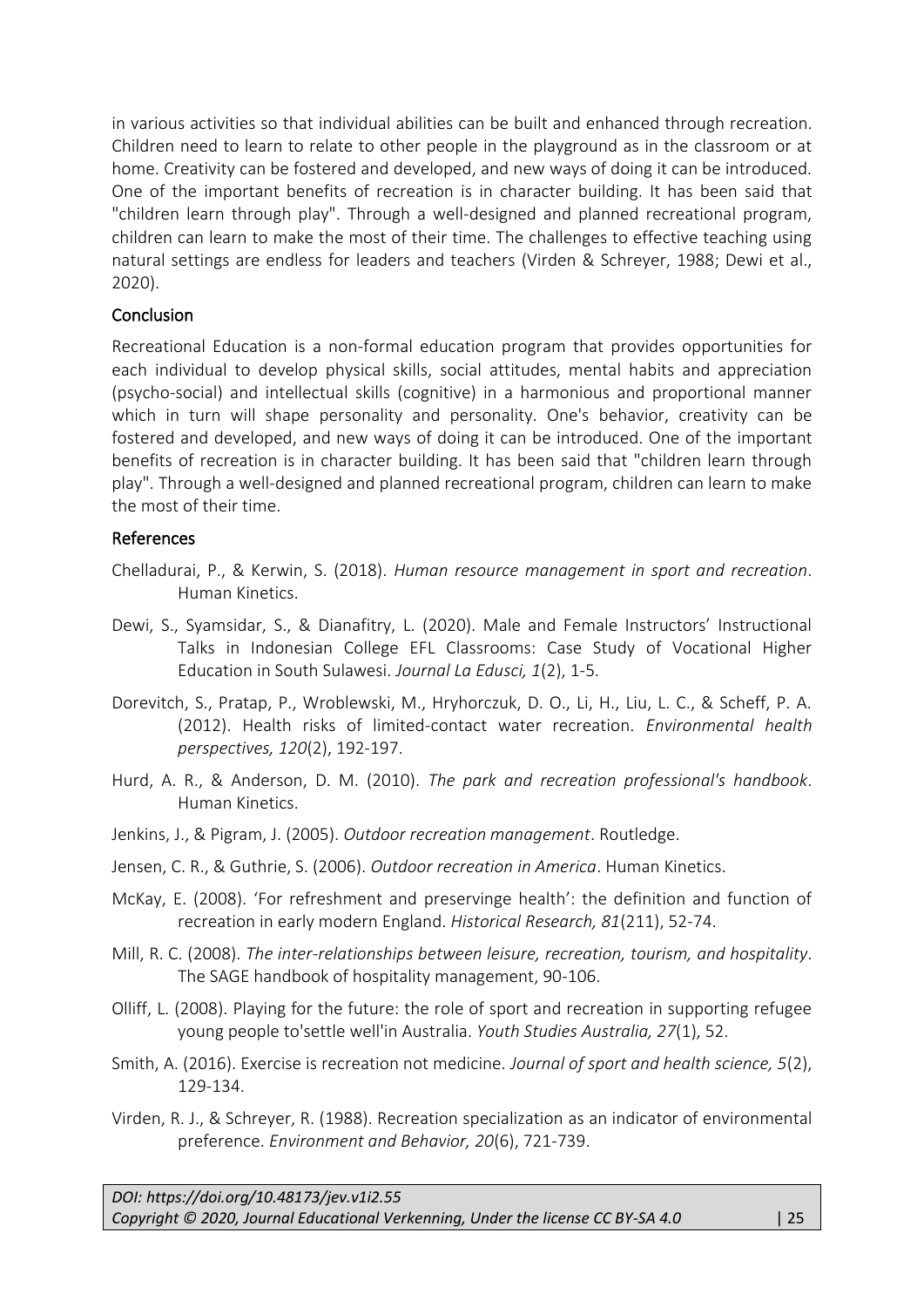in various activities so that individual abilities can be built and enhanced through recreation. Children need to learn to relate to other people in the playground as in the classroom or at home. Creativity can be fostered and developed, and new ways of doing it can be introduced. One of the important benefits of recreation is in character building. It has been said that "children learn through play". Through a well-designed and planned recreational program, children can learn to make the most of their time. The challenges to effective teaching using natural settings are endless for leaders and teachers (Virden & Schreyer, 1988; Dewi et al., 2020).

## Conclusion

Recreational Education is a non-formal education program that provides opportunities for each individual to develop physical skills, social attitudes, mental habits and appreciation (psycho-social) and intellectual skills (cognitive) in a harmonious and proportional manner which in turn will shape personality and personality. One's behavior, creativity can be fostered and developed, and new ways of doing it can be introduced. One of the important benefits of recreation is in character building. It has been said that "children learn through play". Through a well-designed and planned recreational program, children can learn to make the most of their time.

## References

Chelladurai, P., & Kerwin, S. (2018). *Human resource management in sport and recreation*. Human Kinetics.

Dewi, S., Syamsidar, S., & Dianafitry, L. (2020). Male and Female Instructors' Instructional Talks in Indonesian College EFL Classrooms: Case Study of Vocational Higher Education in South Sulawesi. *Journal La Edusci, 1*(2), 1-5.

Dorevitch, S., Pratap, P., Wroblewski, M., Hryhorczuk, D. O., Li, H., Liu, L. C., & Scheff, P. A. (2012). Health risks of limited-contact water recreation. *Environmental health perspectives, 120*(2), 192-197.

Hurd, A. R., & Anderson, D. M. (2010). *The park and recreation professional's handbook*. Human Kinetics.

Jenkins, J., & Pigram, J. (2005). *Outdoor recreation management*. Routledge.

Jensen, C. R., & Guthrie, S. (2006). *Outdoor recreation in America*. Human Kinetics.

McKay, E. (2008). 'For refreshment and preservinge health': the definition and function of recreation in early modern England. *Historical Research, 81*(211), 52-74.

Mill, R. C. (2008). *The inter-relationships between leisure, recreation, tourism, and hospitality*. The SAGE handbook of hospitality management, 90-106.

Olliff, L. (2008). Playing for the future: the role of sport and recreation in supporting refugee young people to'settle well'in Australia. *Youth Studies Australia, 27*(1), 52.

Smith, A. (2016). Exercise is recreation not medicine. *Journal of sport and health science, 5*(2), 129-134.

Virden, R. J., & Schreyer, R. (1988). Recreation specialization as an indicator of environmental preference. *Environment and Behavior, 20*(6), 721-739.